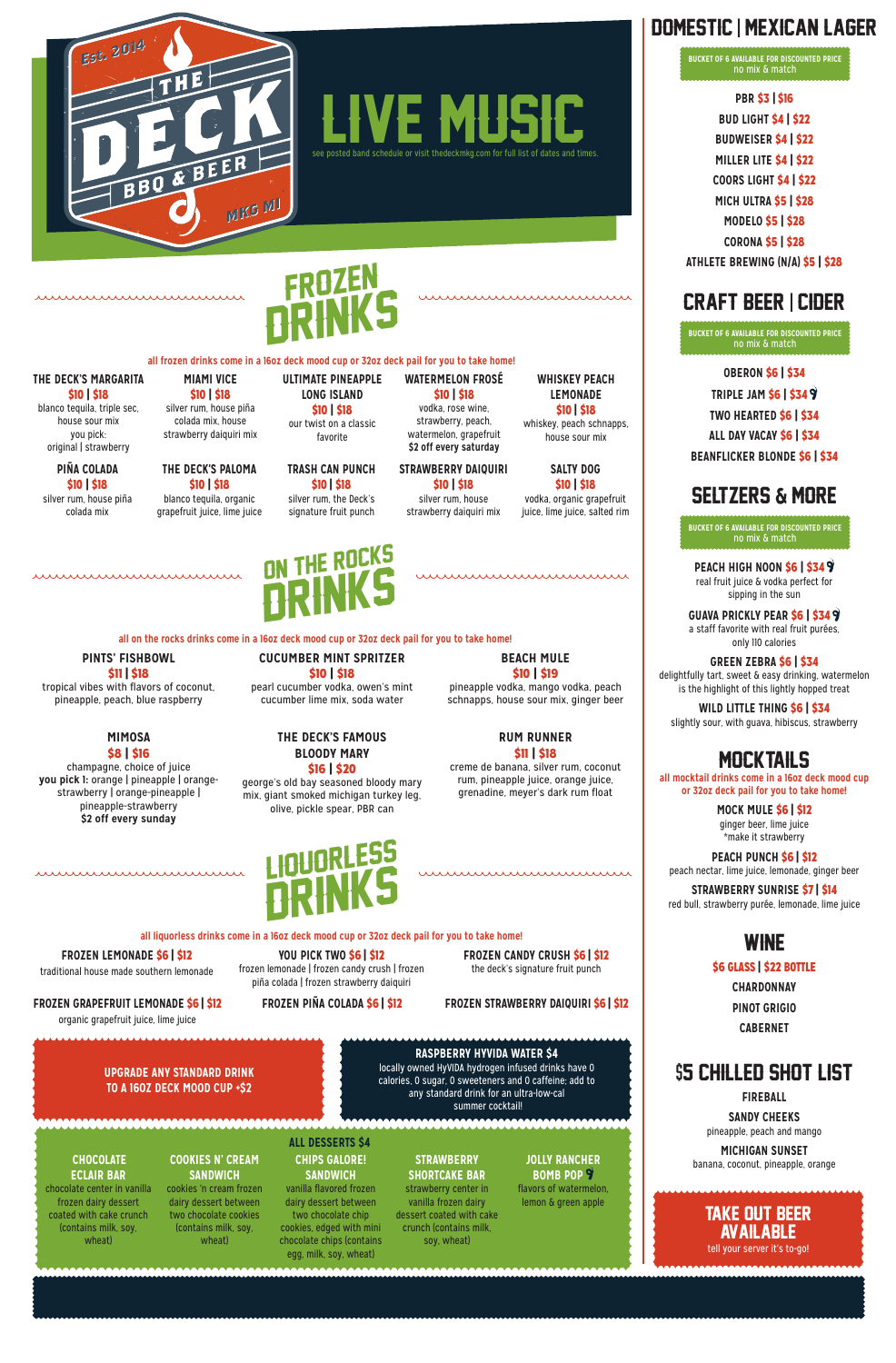Est. 2014

# THE DECK BBQ & BEER

MKG MI

# LIVE MUSIC

see posted band schedule or visit thedeckmkg.com for full list of dates and times.

## FROZEN DRINKS

all frozen drinks come in a 16oz deck mood cup or 32oz deck pail for you to take home!

**THE DECK'S MARGARITA**
$10 | $18
blanco tequila, triple sec, house sour mix
you pick:
original | strawberry

**MIAMI VICE**
$10 | $18
silver rum, house piña colada mix, house strawberry daiquiri mix

**ULTIMATE PINEAPPLE LONG ISLAND**
$10 | $18
our twist on a classic favorite

**WATERMELON FROSÉ**
$10 | $18
vodka, rose wine, strawberry, peach, watermelon, grapefruit
$2 off every saturday

**WHISKEY PEACH LEMONADE**
$10 | $18
whiskey, peach schnapps, house sour mix

**PIÑA COLADA**
$10 | $18
silver rum, house piña colada mix

**THE DECK'S PALOMA**
$10 | $18
blanco tequila, organic grapefruit juice, lime juice

**TRASH CAN PUNCH**
$10 | $18
silver rum, the Deck's signature fruit punch

**STRAWBERRY DAIQUIRI**
$10 | $18
silver rum, house strawberry daiquiri mix

**SALTY DOG**
$10 | $18
vodka, organic grapefruit juice, lime juice, salted rim

## ON THE ROCKS DRINKS

all on the rocks drinks come in a 16oz deck mood cup or 32oz deck pail for you to take home!

**PINTS' FISHBOWL**
$11 | $18
tropical vibes with flavors of coconut, pineapple, peach, blue raspberry

**CUCUMBER MINT SPRITZER**
$10 | $18
pearl cucumber vodka, owen's mint cucumber lime mix, soda water

**BEACH MULE**
$10 | $19
pineapple vodka, mango vodka, peach schnapps, house sour mix, ginger beer

**MIMOSA**
$8 | $16
champagne, choice of juice
**you pick 1:** orange | pineapple | orange-strawberry | orange-pineapple | pineapple-strawberry
**$2 off every sunday**

**THE DECK'S FAMOUS BLOODY MARY**
$16 | $20
george's old bay seasoned bloody mary mix, giant smoked michigan turkey leg, olive, pickle spear, PBR can

**RUM RUNNER**
$11 | $18
creme de banana, silver rum, coconut rum, pineapple juice, orange juice, grenadine, meyer's dark rum float

## LIQUORLESS DRINKS

all liquorless drinks come in a 16oz deck mood cup or 32oz deck pail for you to take home!

**FROZEN LEMONADE $6 | $12**
traditional house made southern lemonade

**YOU PICK TWO $6 | $12**
frozen lemonade | frozen candy crush | frozen piña colada | frozen strawberry daiquiri

**FROZEN CANDY CRUSH $6 | $12**
the deck's signature fruit punch

**FROZEN GRAPEFRUIT LEMONADE $6 | $12**
organic grapefruit juice, lime juice

**FROZEN PIÑA COLADA $6 | $12**

**FROZEN STRAWBERRY DAIQUIRI $6 | $12**

**UPGRADE ANY STANDARD DRINK TO A 16OZ DECK MOOD CUP +$2**

**RASPBERRY HYVIDA WATER $4**
locally owned HyVIDA hydrogen infused drinks have 0 calories, 0 sugar, 0 sweeteners and 0 caffeine; add to any standard drink for an ultra-low-cal summer cocktail!

## ALL DESSERTS $4

**CHOCOLATE ECLAIR BAR**
chocolate center in vanilla frozen dairy dessert coated with cake crunch (contains milk, soy, wheat)

**COOKIES N' CREAM SANDWICH**
cookies 'n cream frozen dairy dessert between two chocolate cookies (contains milk, soy, wheat)

**CHIPS GALORE! SANDWICH**
vanilla flavored frozen dairy dessert between two chocolate chip cookies, edged with mini chocolate chips (contains egg, milk, soy, wheat)

**STRAWBERRY SHORTCAKE BAR**
strawberry center in vanilla frozen dairy dessert coated with cake crunch (contains milk, soy, wheat)

**JOLLY RANCHER BOMB POP**
flavors of watermelon, lemon & green apple

## DOMESTIC | MEXICAN LAGER

BUCKET OF 6 AVAILABLE FOR DISCOUNTED PRICE
no mix & match

- PBR $3 | $16
- BUD LIGHT $4 | $22
- BUDWEISER $4 | $22
- MILLER LITE $4 | $22
- COORS LIGHT $4 | $22
- MICH ULTRA $5 | $28
- MODELO $5 | $28
- CORONA $5 | $28
- ATHLETE BREWING (N/A) $5 | $28

## CRAFT BEER | CIDER

BUCKET OF 6 AVAILABLE FOR DISCOUNTED PRICE
no mix & match

- OBERON $6 | $34
- TRIPLE JAM $6 | $34
- TWO HEARTED $6 | $34
- ALL DAY VACAY $6 | $34
- BEANFLICKER BLONDE $6 | $34

## SELTZERS & MORE

BUCKET OF 6 AVAILABLE FOR DISCOUNTED PRICE
no mix & match

**PEACH HIGH NOON $6 | $34**
real fruit juice & vodka perfect for sipping in the sun

**GUAVA PRICKLY PEAR $6 | $34**
a staff favorite with real fruit purées, only 110 calories

**GREEN ZEBRA $6 | $34**
delightfully tart, sweet & easy drinking, watermelon is the highlight of this lightly hopped treat

**WILD LITTLE THING $6 | $34**
slightly sour, with guava, hibiscus, strawberry

## MOCKTAILS

all mocktail drinks come in a 16oz deck mood cup or 32oz deck pail for you to take home!

**MOCK MULE $6 | $12**
ginger beer, lime juice
*make it strawberry

**PEACH PUNCH $6 | $12**
peach nectar, lime juice, lemonade, ginger beer

**STRAWBERRY SUNRISE $7 | $14**
red bull, strawberry purée, lemonade, lime juice

## WINE

**$6 GLASS | $22 BOTTLE**

- CHARDONNAY
- PINOT GRIGIO
- CABERNET

## $5 CHILLED SHOT LIST

**FIREBALL**

**SANDY CHEEKS**
pineapple, peach and mango

**MICHIGAN SUNSET**
banana, coconut, pineapple, orange

**TAKE OUT BEER AVAILABLE**
tell your server it's to-go!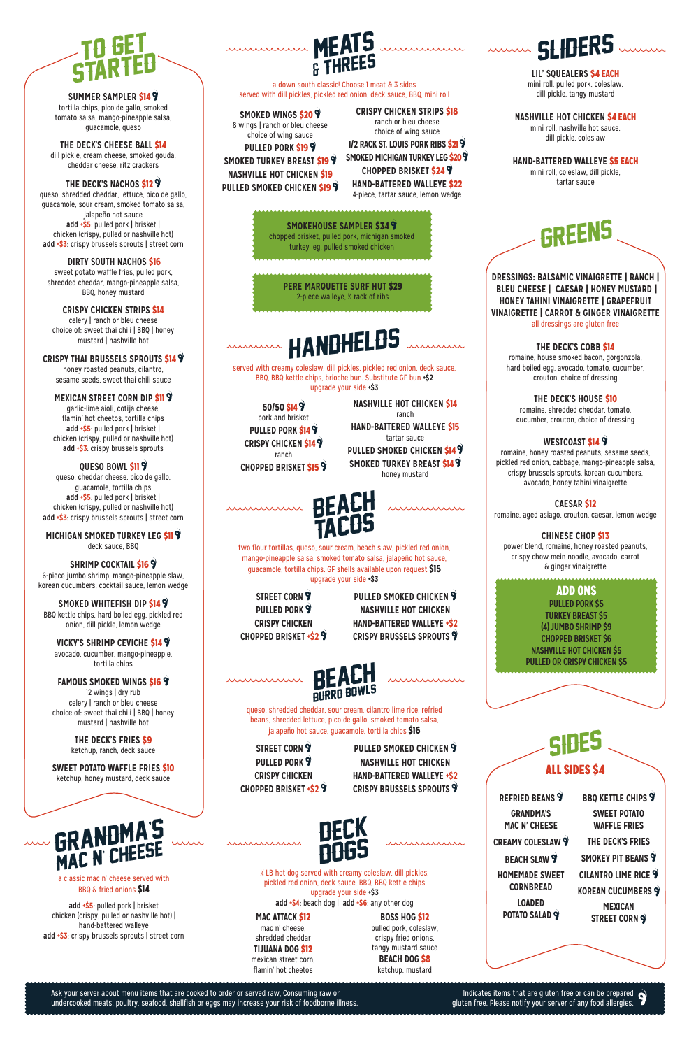# TO GET STARTED

**SUMMER SAMPLER $14** 
tortilla chips, pico de gallo, smoked tomato salsa, mango-pineapple salsa, guacamole, queso

**THE DECK'S CHEESE BALL $14**
dill pickle, cream cheese, smoked gouda, cheddar cheese, ritz crackers

**THE DECK'S NACHOS $12** 
queso, shredded cheddar, lettuce, pico de gallo, guacamole, sour cream, smoked tomato salsa, jalapeño hot sauce
add +$5: pulled pork | brisket | chicken (crispy, pulled or nashville hot)
add +$3: crispy brussels sprouts | street corn

**DIRTY SOUTH NACHOS $16**
sweet potato waffle fries, pulled pork, shredded cheddar, mango-pineapple salsa, BBQ, honey mustard

**CRISPY CHICKEN STRIPS $14**
celery | ranch or bleu cheese
choice of: sweet thai chili | BBQ | honey mustard | nashville hot

**CRISPY THAI BRUSSELS SPROUTS $14** 
honey roasted peanuts, cilantro, sesame seeds, sweet thai chili sauce

**MEXICAN STREET CORN DIP $11** 
garlic-lime aioli, cotija cheese, flamin' hot cheetos, tortilla chips
add +$5: pulled pork | brisket | chicken (crispy, pulled or nashville hot)
add +$3: crispy brussels sprouts

**QUESO BOWL $11** 
queso, cheddar cheese, pico de gallo, guacamole, tortilla chips
add +$5: pulled pork | brisket | chicken (crispy, pulled or nashville hot)
add +$3: crispy brussels sprouts | street corn

**MICHIGAN SMOKED TURKEY LEG $11** 
deck sauce, BBQ

**SHRIMP COCKTAIL $16** 
6-piece jumbo shrimp, mango-pineapple slaw, korean cucumbers, cocktail sauce, lemon wedge

**SMOKED WHITEFISH DIP $14** 
BBQ kettle chips, hard boiled egg, pickled red onion, dill pickle, lemon wedge

**VICKY'S SHRIMP CEVICHE $14** 
avocado, cucumber, mango-pineapple, tortilla chips

**FAMOUS SMOKED WINGS $16** 
12 wings | dry rub
celery | ranch or bleu cheese
choice of: sweet thai chili | BBQ | honey mustard | nashville hot

**THE DECK'S FRIES $9**
ketchup, ranch, deck sauce

**SWEET POTATO WAFFLE FRIES $10**
ketchup, honey mustard, deck sauce

# GRANDMA'S MAC N' CHEESE

a classic mac n' cheese served with BBQ & fried onions **$14**

add +$5: pulled pork | brisket
chicken (crispy, pulled or nashville hot) | hand-battered walleye
add +$3: crispy brussels sprouts | street corn

# MEATS & THREES

a down south classic! Choose 1 meat & 3 sides
served with dill pickles, pickled red onion, deck sauce, BBQ, mini roll

**SMOKED WINGS $20** 
8 wings | ranch or bleu cheese
choice of wing sauce

**PULLED PORK $19** 

**SMOKED TURKEY BREAST $19** 

**NASHVILLE HOT CHICKEN $19**

**PULLED SMOKED CHICKEN $19** 

**CRISPY CHICKEN STRIPS $18**
ranch or bleu cheese
choice of wing sauce

**1/2 RACK ST. LOUIS PORK RIBS $21** 

**SMOKED MICHIGAN TURKEY LEG $20** 

**CHOPPED BRISKET $24** 

**HAND-BATTERED WALLEYE $22**
4-piece, tartar sauce, lemon wedge

**SMOKEHOUSE SAMPLER $34** 
chopped brisket, pulled pork, michigan smoked turkey leg, pulled smoked chicken

**PERE MARQUETTE SURF HUT $29**
2-piece walleye, ½ rack of ribs

# HANDHELDS

served with creamy coleslaw, dill pickles, pickled red onion, deck sauce, BBQ, BBQ kettle chips, brioche bun. Substitute GF bun +$2
upgrade your side +$3

**50/50 $14** 
pork and brisket

**PULLED PORK $14** 

**CRISPY CHICKEN $14** 
ranch

**CHOPPED BRISKET $15** 

**NASHVILLE HOT CHICKEN $14**
ranch

**HAND-BATTERED WALLEYE $15**
tartar sauce

**PULLED SMOKED CHICKEN $14** 

**SMOKED TURKEY BREAST $14** 
honey mustard

# BEACH TACOS

two flour tortillas, queso, sour cream, beach slaw, pickled red onion, mango-pineapple salsa, smoked tomato salsa, jalapeño hot sauce, guacamole, tortilla chips. GF shells available upon request **$15**
upgrade your side +$3

- STREET CORN 
- PULLED PORK 
- CRISPY CHICKEN
- CHOPPED BRISKET +$2 
- PULLED SMOKED CHICKEN 
- NASHVILLE HOT CHICKEN
- HAND-BATTERED WALLEYE +$2
- CRISPY BRUSSELS SPROUTS 

# BEACH BURRO BOWLS

queso, shredded cheddar, sour cream, cilantro lime rice, refried beans, shredded lettuce, pico de gallo, smoked tomato salsa, jalapeño hot sauce, guacamole, tortilla chips **$16**

- STREET CORN 
- PULLED PORK 
- CRISPY CHICKEN
- CHOPPED BRISKET +$2 
- PULLED SMOKED CHICKEN 
- NASHVILLE HOT CHICKEN
- HAND-BATTERED WALLEYE +$2
- CRISPY BRUSSELS SPROUTS 

# DECK DOGS

¼ LB hot dog served with creamy coleslaw, dill pickles, pickled red onion, deck sauce, BBQ, BBQ kettle chips
upgrade your side +$3
add +$4: beach dog | add +$6: any other dog

**MAC ATTACK $12**
mac n' cheese, shredded cheddar

**TIJUANA DOG $12**
mexican street corn, flamin' hot cheetos

**BOSS HOG $12**
pulled pork, coleslaw, crispy fried onions, tangy mustard sauce

**BEACH DOG $8**
ketchup, mustard

# SLIDERS

**LIL' SQUEALERS $4 EACH**
mini roll, pulled pork, coleslaw, dill pickle, tangy mustard

**NASHVILLE HOT CHICKEN $4 EACH**
mini roll, nashville hot sauce, dill pickle, coleslaw

**HAND-BATTERED WALLEYE $5 EACH**
mini roll, coleslaw, dill pickle, tartar sauce

# GREENS

**DRESSINGS: BALSAMIC VINAIGRETTE | RANCH | BLEU CHEESE | CAESAR | HONEY MUSTARD | HONEY TAHINI VINAIGRETTE | GRAPEFRUIT VINAIGRETTE | CARROT & GINGER VINAIGRETTE**
all dressings are gluten free

**THE DECK'S COBB $14**
romaine, house smoked bacon, gorgonzola, hard boiled egg, avocado, tomato, cucumber, crouton, choice of dressing

**THE DECK'S HOUSE $10**
romaine, shredded cheddar, tomato, cucumber, crouton, choice of dressing

**WESTCOAST $14** 
romaine, honey roasted peanuts, sesame seeds, pickled red onion, cabbage, mango-pineapple salsa, crispy brussels sprouts, korean cucumbers, avocado, honey tahini vinaigrette

**CAESAR $12**
romaine, aged asiago, crouton, caesar, lemon wedge

**CHINESE CHOP $13**
power blend, romaine, honey roasted peanuts, crispy chow mein noodle, avocado, carrot & ginger vinaigrette

## ADD ONS

- PULLED PORK $5
- TURKEY BREAST $5
- (4) JUMBO SHRIMP $9
- CHOPPED BRISKET $6
- NASHVILLE HOT CHICKEN $5
- PULLED OR CRISPY CHICKEN $5

# SIDES

## ALL SIDES $4

- REFRIED BEANS 
- GRANDMA'S MAC N' CHEESE
- CREAMY COLESLAW 
- BEACH SLAW 
- HOMEMADE SWEET CORNBREAD
- LOADED POTATO SALAD 
- BBQ KETTLE CHIPS 
- SWEET POTATO WAFFLE FRIES
- THE DECK'S FRIES
- SMOKEY PIT BEANS 
- CILANTRO LIME RICE 
- KOREAN CUCUMBERS 
- MEXICAN STREET CORN 

Ask your server about menu items that are cooked to order or served raw. Consuming raw or undercooked meats, poultry, seafood, shellfish or eggs may increase your risk of foodborne illness.

Indicates items that are gluten free or can be prepared gluten free. Please notify your server of any food allergies.